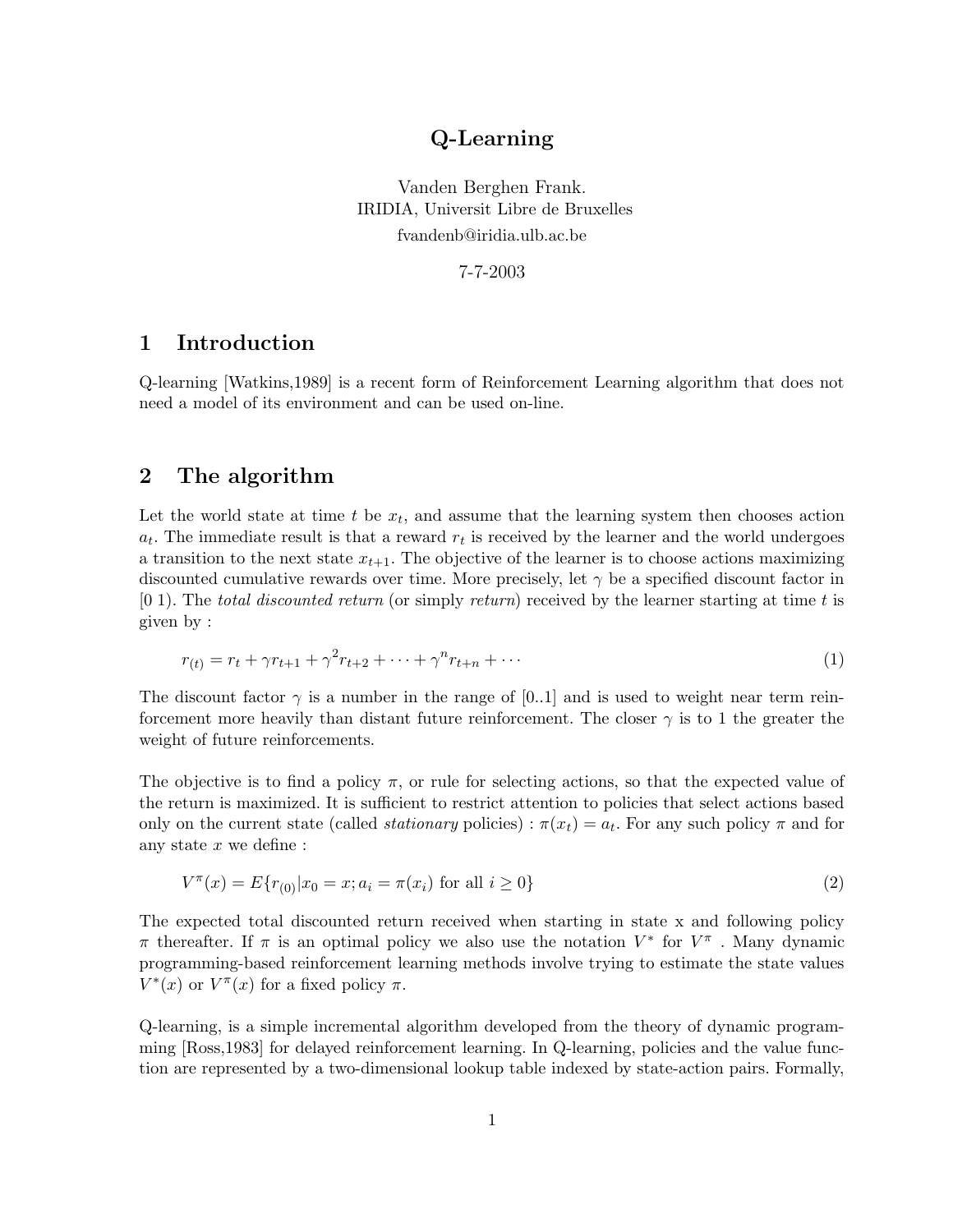# Q-Learning

Vanden Berghen Frank.
IRIDIA, Universit Libre de Bruxelles
fvandenb@iridia.ulb.ac.be

7-7-2003

## 1 Introduction

Q-learning [Watkins,1989] is a recent form of Reinforcement Learning algorithm that does not need a model of its environment and can be used on-line.

## 2 The algorithm

Let the world state at time $t$ be $x_t$, and assume that the learning system then chooses action $a_t$. The immediate result is that a reward $r_t$ is received by the learner and the world undergoes a transition to the next state $x_{t+1}$. The objective of the learner is to choose actions maximizing discounted cumulative rewards over time. More precisely, let $\gamma$ be a specified discount factor in [0 1). The *total discounted return* (or simply *return*) received by the learner starting at time $t$ is given by :

$$r_{(t)} = r_t + \gamma r_{t+1} + \gamma^2 r_{t+2} + \cdots + \gamma^n r_{t+n} + \cdots \tag{1}$$

The discount factor $\gamma$ is a number in the range of [0..1] and is used to weight near term reinforcement more heavily than distant future reinforcement. The closer $\gamma$ is to 1 the greater the weight of future reinforcements.

The objective is to find a policy $\pi$, or rule for selecting actions, so that the expected value of the return is maximized. It is sufficient to restrict attention to policies that select actions based only on the current state (called *stationary* policies) : $\pi(x_t) = a_t$. For any such policy $\pi$ and for any state $x$ we define :

$$V^\pi(x) = E\{r_{(0)} | x_0 = x; a_i = \pi(x_i) \text{ for all } i \geq 0\} \tag{2}$$

The expected total discounted return received when starting in state x and following policy $\pi$ thereafter. If $\pi$ is an optimal policy we also use the notation $V^*$ for $V^\pi$ . Many dynamic programming-based reinforcement learning methods involve trying to estimate the state values $V^*(x)$ or $V^\pi(x)$ for a fixed policy $\pi$.

Q-learning, is a simple incremental algorithm developed from the theory of dynamic programming [Ross,1983] for delayed reinforcement learning. In Q-learning, policies and the value function are represented by a two-dimensional lookup table indexed by state-action pairs. Formally,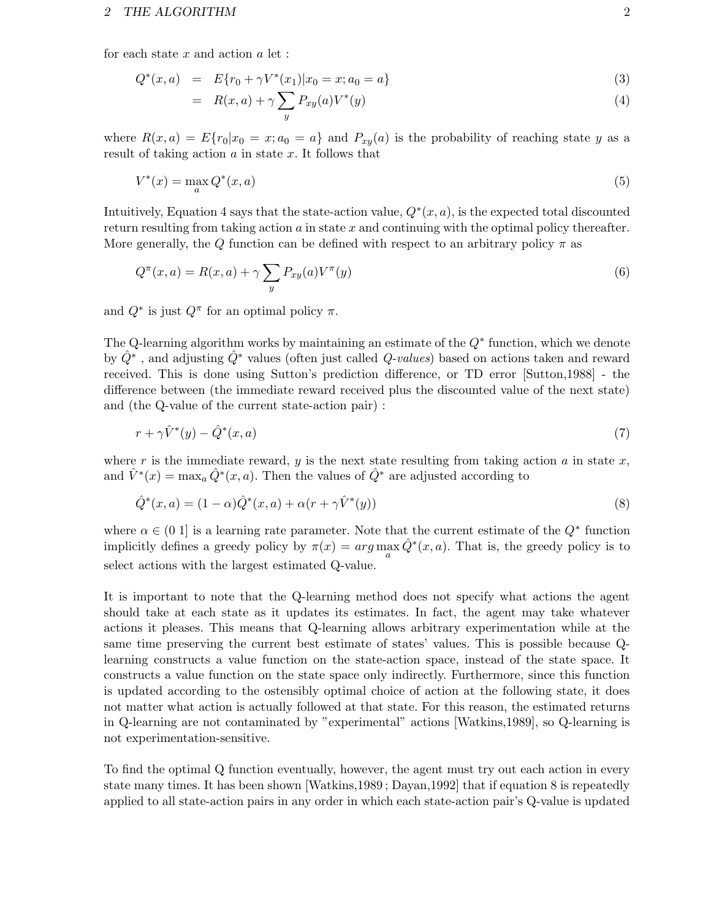for each state $x$ and action $a$ let :

$$Q^*(x,a) = E\{r_0 + \gamma V^*(x_1) | x_0 = x; a_0 = a\} \tag{3}$$

$$= R(x,a) + \gamma \sum_y P_{xy}(a) V^*(y) \tag{4}$$

where $R(x,a) = E\{r_0 | x_0 = x; a_0 = a\}$ and $P_{xy}(a)$ is the probability of reaching state $y$ as a result of taking action $a$ in state $x$. It follows that

$$V^*(x) = \max_a Q^*(x,a) \tag{5}$$

Intuitively, Equation 4 says that the state-action value, $Q^*(x,a)$, is the expected total discounted return resulting from taking action $a$ in state $x$ and continuing with the optimal policy thereafter. More generally, the $Q$ function can be defined with respect to an arbitrary policy $\pi$ as

$$Q^\pi(x,a) = R(x,a) + \gamma \sum_y P_{xy}(a) V^\pi(y) \tag{6}$$

and $Q^*$ is just $Q^\pi$ for an optimal policy $\pi$.

The Q-learning algorithm works by maintaining an estimate of the $Q^*$ function, which we denote by $\hat{Q}^*$ , and adjusting $\hat{Q}^*$ values (often just called *Q-values*) based on actions taken and reward received. This is done using Sutton's prediction difference, or TD error [Sutton,1988] - the difference between (the immediate reward received plus the discounted value of the next state) and (the Q-value of the current state-action pair) :

$$r + \gamma \hat{V}^*(y) - \hat{Q}^*(x,a) \tag{7}$$

where $r$ is the immediate reward, $y$ is the next state resulting from taking action $a$ in state $x$, and $\hat{V}^*(x) = \max_a \hat{Q}^*(x,a)$. Then the values of $\hat{Q}^*$ are adjusted according to

$$\hat{Q}^*(x,a) = (1-\alpha)\hat{Q}^*(x,a) + \alpha(r + \gamma \hat{V}^*(y)) \tag{8}$$

where $\alpha \in (0\ 1]$ is a learning rate parameter. Note that the current estimate of the $Q^*$ function implicitly defines a greedy policy by $\pi(x) = arg\max_a \hat{Q}^*(x,a)$. That is, the greedy policy is to select actions with the largest estimated Q-value.

It is important to note that the Q-learning method does not specify what actions the agent should take at each state as it updates its estimates. In fact, the agent may take whatever actions it pleases. This means that Q-learning allows arbitrary experimentation while at the same time preserving the current best estimate of states' values. This is possible because Q-learning constructs a value function on the state-action space, instead of the state space. It constructs a value function on the state space only indirectly. Furthermore, since this function is updated according to the ostensibly optimal choice of action at the following state, it does not matter what action is actually followed at that state. For this reason, the estimated returns in Q-learning are not contaminated by "experimental" actions [Watkins,1989], so Q-learning is not experimentation-sensitive.

To find the optimal Q function eventually, however, the agent must try out each action in every state many times. It has been shown [Watkins,1989 ; Dayan,1992] that if equation 8 is repeatedly applied to all state-action pairs in any order in which each state-action pair's Q-value is updated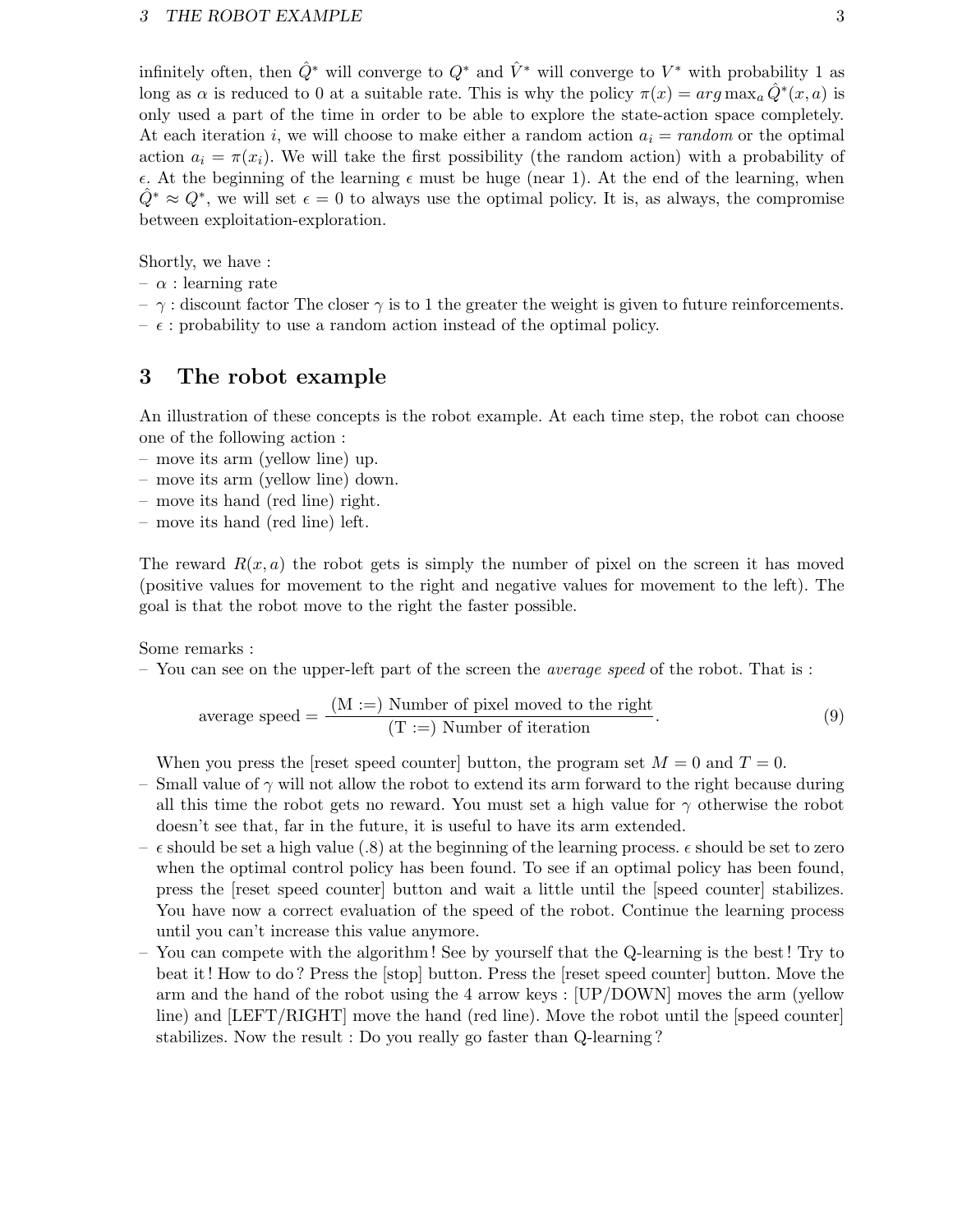infinitely often, then $\hat{Q}^*$ will converge to $Q^*$ and $\hat{V}^*$ will converge to $V^*$ with probability 1 as long as $\alpha$ is reduced to 0 at a suitable rate. This is why the policy $\pi(x) = arg\max_a \hat{Q}^*(x, a)$ is only used a part of the time in order to be able to explore the state-action space completely. At each iteration $i$, we will choose to make either a random action $a_i = random$ or the optimal action $a_i = \pi(x_i)$. We will take the first possibility (the random action) with a probability of $\epsilon$. At the beginning of the learning $\epsilon$ must be huge (near 1). At the end of the learning, when $\hat{Q}^* \approx Q^*$, we will set $\epsilon = 0$ to always use the optimal policy. It is, as always, the compromise between exploitation-exploration.

Shortly, we have :

- $\alpha$ : learning rate
- $\gamma$ : discount factor The closer $\gamma$ is to 1 the greater the weight is given to future reinforcements.
- $\epsilon$ : probability to use a random action instead of the optimal policy.

# 3 The robot example

An illustration of these concepts is the robot example. At each time step, the robot can choose one of the following action :

- move its arm (yellow line) up.
- move its arm (yellow line) down.
- move its hand (red line) right.
- move its hand (red line) left.

The reward $R(x, a)$ the robot gets is simply the number of pixel on the screen it has moved (positive values for movement to the right and negative values for movement to the left). The goal is that the robot move to the right the faster possible.

Some remarks :

- You can see on the upper-left part of the screen the *average speed* of the robot. That is :

$$\text{average speed} = \frac{\text{(M :=) Number of pixel moved to the right}}{\text{(T :=) Number of iteration}}. \tag{9}$$

  When you press the [reset speed counter] button, the program set $M = 0$ and $T = 0$.
- Small value of $\gamma$ will not allow the robot to extend its arm forward to the right because during all this time the robot gets no reward. You must set a high value for $\gamma$ otherwise the robot doesn't see that, far in the future, it is useful to have its arm extended.
- $\epsilon$ should be set a high value (.8) at the beginning of the learning process. $\epsilon$ should be set to zero when the optimal control policy has been found. To see if an optimal policy has been found, press the [reset speed counter] button and wait a little until the [speed counter] stabilizes. You have now a correct evaluation of the speed of the robot. Continue the learning process until you can't increase this value anymore.
- You can compete with the algorithm ! See by yourself that the Q-learning is the best ! Try to beat it ! How to do ? Press the [stop] button. Press the [reset speed counter] button. Move the arm and the hand of the robot using the 4 arrow keys : [UP/DOWN] moves the arm (yellow line) and [LEFT/RIGHT] move the hand (red line). Move the robot until the [speed counter] stabilizes. Now the result : Do you really go faster than Q-learning ?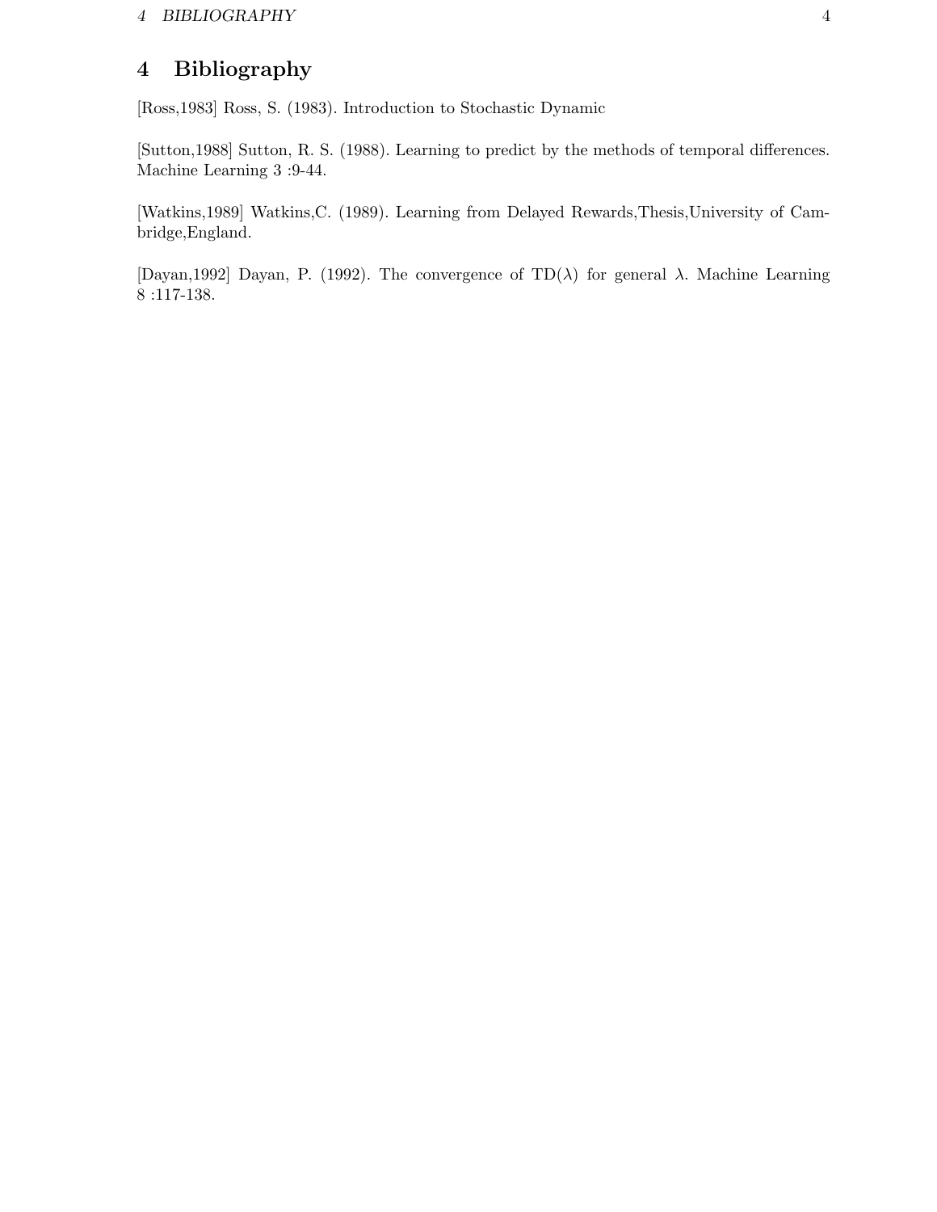# 4 Bibliography

[Ross,1983] Ross, S. (1983). Introduction to Stochastic Dynamic

[Sutton,1988] Sutton, R. S. (1988). Learning to predict by the methods of temporal differences. Machine Learning 3 :9-44.

[Watkins,1989] Watkins,C. (1989). Learning from Delayed Rewards,Thesis,University of Cambridge,England.

[Dayan,1992] Dayan, P. (1992). The convergence of TD($\lambda$) for general $\lambda$. Machine Learning 8 :117-138.